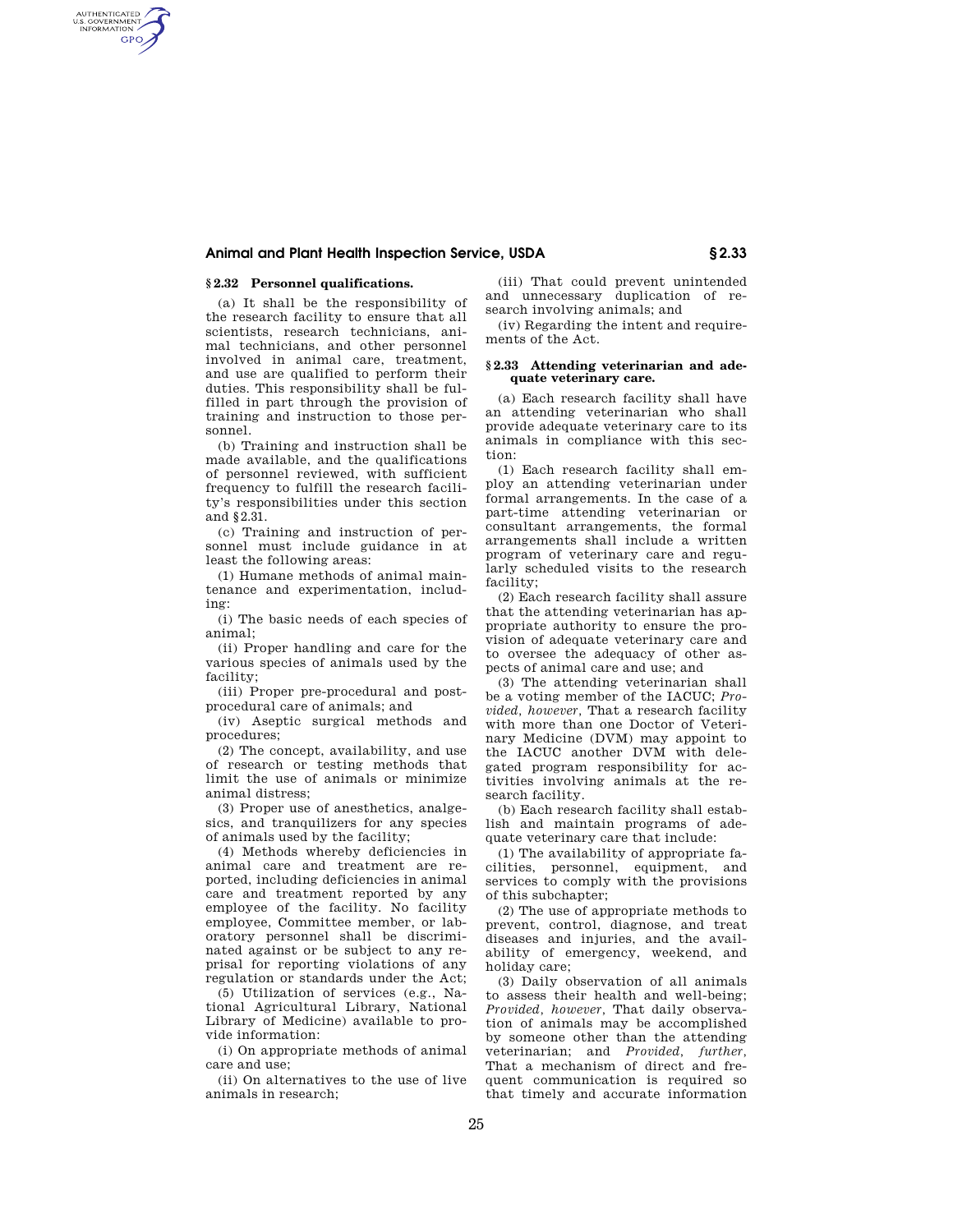### § 2.32 Personnel qualifications.

(a) It shall be the responsibility of the research facility to ensure that all scientists, research technicians, animal technicians, and other personnel involved in animal care, treatment, and use are qualified to perform their duties. This responsibility shall be fulfilled in part through the provision of training and instruction to those personnel.

(b) Training and instruction shall be made available, and the qualifications of personnel reviewed, with sufficient frequency to fulfill the research facility's responsibilities under this section and §2.31.

(c) Training and instruction of personnel must include guidance in at least the following areas:

(1) Humane methods of animal maintenance and experimentation, including:

(i) The basic needs of each species of animal;

(ii) Proper handling and care for the various species of animals used by the facility;

(iii) Proper pre-procedural and post-procedural care of animals; and

(iv) Aseptic surgical methods and procedures;

(2) The concept, availability, and use of research or testing methods that limit the use of animals or minimize animal distress;

(3) Proper use of anesthetics, analgesics, and tranquilizers for any species of animals used by the facility;

(4) Methods whereby deficiencies in animal care and treatment are reported, including deficiencies in animal care and treatment reported by any employee of the facility. No facility employee, Committee member, or laboratory personnel shall be discriminated against or be subject to any reprisal for reporting violations of any regulation or standards under the Act;

(5) Utilization of services (e.g., National Agricultural Library, National Library of Medicine) available to provide information:

(i) On appropriate methods of animal care and use;

(ii) On alternatives to the use of live animals in research;

(iii) That could prevent unintended and unnecessary duplication of research involving animals; and

(iv) Regarding the intent and requirements of the Act.

### § 2.33 Attending veterinarian and adequate veterinary care.

(a) Each research facility shall have an attending veterinarian who shall provide adequate veterinary care to its animals in compliance with this section:

(1) Each research facility shall employ an attending veterinarian under formal arrangements. In the case of a part-time attending veterinarian or consultant arrangements, the formal arrangements shall include a written program of veterinary care and regularly scheduled visits to the research facility;

(2) Each research facility shall assure that the attending veterinarian has appropriate authority to ensure the provision of adequate veterinary care and to oversee the adequacy of other aspects of animal care and use; and

(3) The attending veterinarian shall be a voting member of the IACUC; *Provided, however,* That a research facility with more than one Doctor of Veterinary Medicine (DVM) may appoint to the IACUC another DVM with delegated program responsibility for activities involving animals at the research facility.

(b) Each research facility shall establish and maintain programs of adequate veterinary care that include:

(1) The availability of appropriate facilities, personnel, equipment, and services to comply with the provisions of this subchapter;

(2) The use of appropriate methods to prevent, control, diagnose, and treat diseases and injuries, and the availability of emergency, weekend, and holiday care;

(3) Daily observation of all animals to assess their health and well-being; *Provided, however,* That daily observation of animals may be accomplished by someone other than the attending veterinarian; and *Provided, further,* That a mechanism of direct and frequent communication is required so that timely and accurate information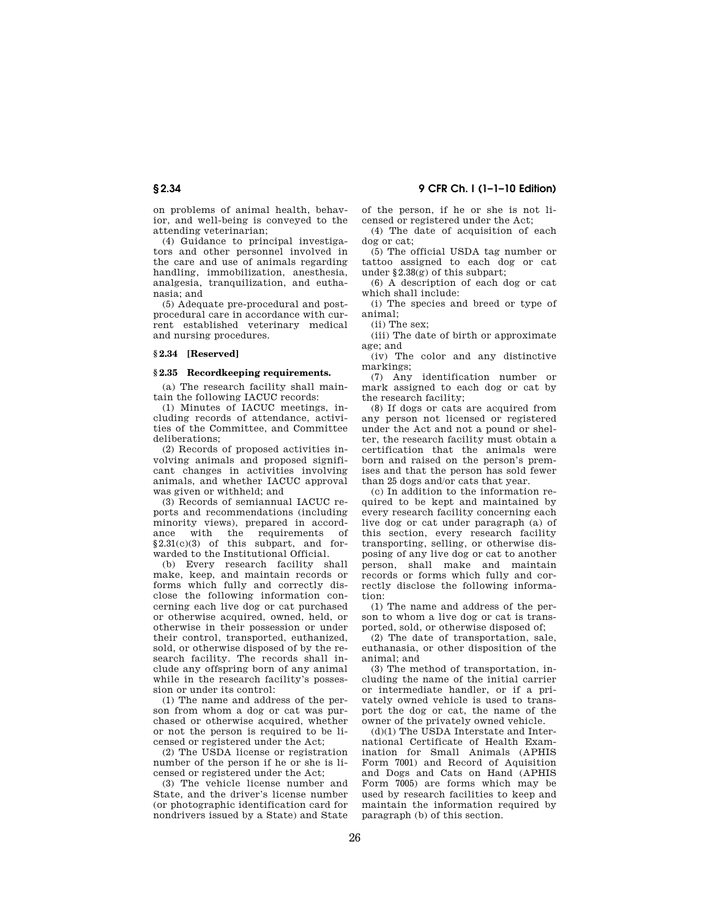on problems of animal health, behavior, and well-being is conveyed to the attending veterinarian;

(4) Guidance to principal investigators and other personnel involved in the care and use of animals regarding handling, immobilization, anesthesia, analgesia, tranquilization, and euthanasia; and

(5) Adequate pre-procedural and post-procedural care in accordance with current established veterinary medical and nursing procedures.

### § 2.34 [Reserved]

### § 2.35 Recordkeeping requirements.

(a) The research facility shall maintain the following IACUC records:

(1) Minutes of IACUC meetings, including records of attendance, activities of the Committee, and Committee deliberations;

(2) Records of proposed activities involving animals and proposed significant changes in activities involving animals, and whether IACUC approval was given or withheld; and

(3) Records of semiannual IACUC reports and recommendations (including minority views), prepared in accordance with the requirements of §2.31(c)(3) of this subpart, and forwarded to the Institutional Official.

(b) Every research facility shall make, keep, and maintain records or forms which fully and correctly disclose the following information concerning each live dog or cat purchased or otherwise acquired, owned, held, or otherwise in their possession or under their control, transported, euthanized, sold, or otherwise disposed of by the research facility. The records shall include any offspring born of any animal while in the research facility's possession or under its control:

(1) The name and address of the person from whom a dog or cat was purchased or otherwise acquired, whether or not the person is required to be licensed or registered under the Act;

(2) The USDA license or registration number of the person if he or she is licensed or registered under the Act;

(3) The vehicle license number and State, and the driver's license number (or photographic identification card for nondrivers issued by a State) and State of the person, if he or she is not licensed or registered under the Act;

(4) The date of acquisition of each dog or cat;

(5) The official USDA tag number or tattoo assigned to each dog or cat under §2.38(g) of this subpart;

(6) A description of each dog or cat which shall include:

(i) The species and breed or type of animal;

(ii) The sex;

(iii) The date of birth or approximate age; and

(iv) The color and any distinctive markings;

(7) Any identification number or mark assigned to each dog or cat by the research facility;

(8) If dogs or cats are acquired from any person not licensed or registered under the Act and not a pound or shelter, the research facility must obtain a certification that the animals were born and raised on the person's premises and that the person has sold fewer than 25 dogs and/or cats that year.

(c) In addition to the information required to be kept and maintained by every research facility concerning each live dog or cat under paragraph (a) of this section, every research facility transporting, selling, or otherwise disposing of any live dog or cat to another person, shall make and maintain records or forms which fully and correctly disclose the following information:

(1) The name and address of the person to whom a live dog or cat is transported, sold, or otherwise disposed of;

(2) The date of transportation, sale, euthanasia, or other disposition of the animal; and

(3) The method of transportation, including the name of the initial carrier or intermediate handler, or if a privately owned vehicle is used to transport the dog or cat, the name of the owner of the privately owned vehicle.

(d)(1) The USDA Interstate and International Certificate of Health Examination for Small Animals (APHIS Form 7001) and Record of Aquisition and Dogs and Cats on Hand (APHIS Form 7005) are forms which may be used by research facilities to keep and maintain the information required by paragraph (b) of this section.